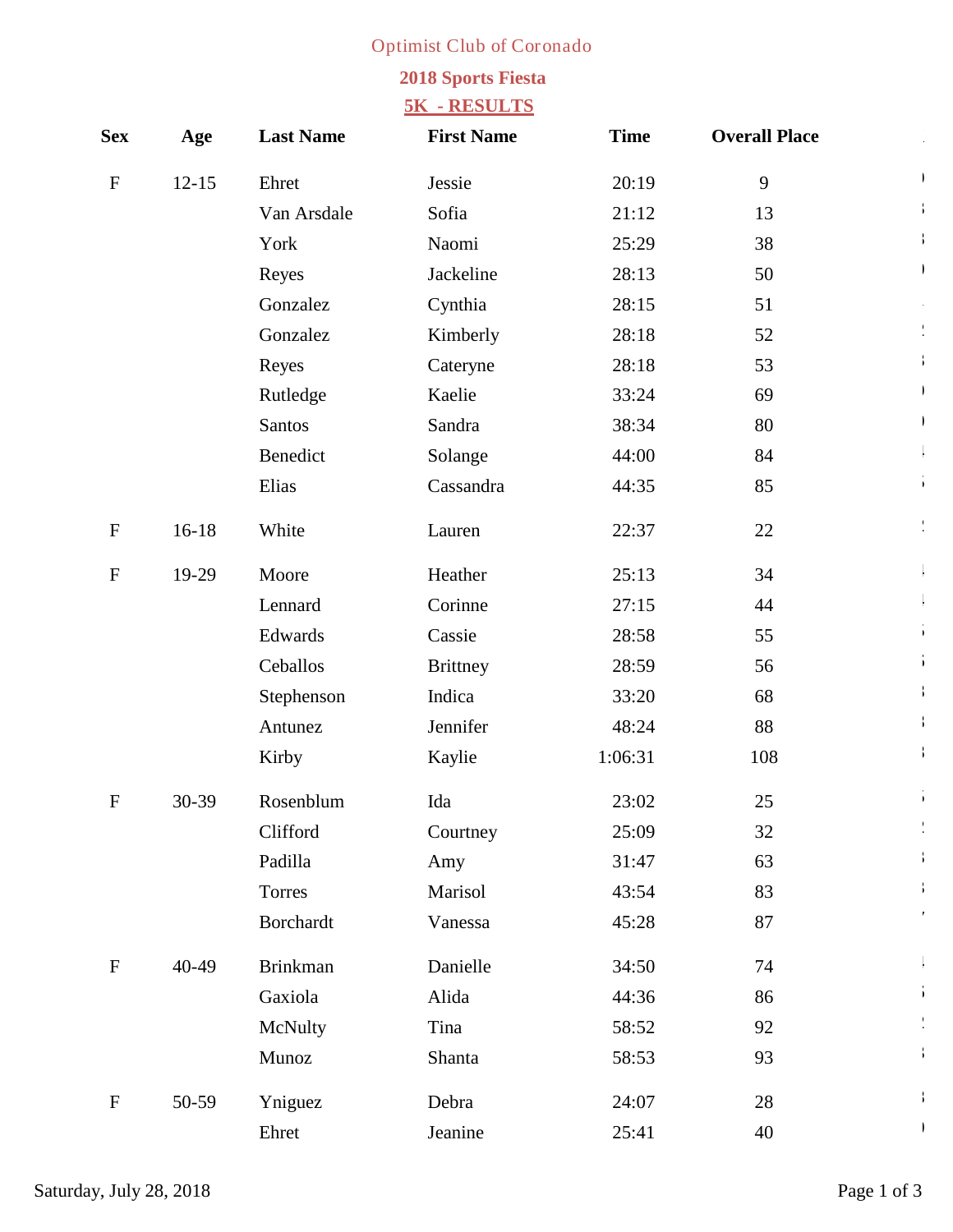# Optimist Club of Coronado

## 2018 Sports Fiesta

## 5K - RESULTS

| Sex | Age | Last Name | First Name | Time | Overall Place |
|---|---|---|---|---|---|
| F | 12-15 | Ehret | Jessie | 20:19 | 9 |
| | | Van Arsdale | Sofia | 21:12 | 13 |
| | | York | Naomi | 25:29 | 38 |
| | | Reyes | Jackeline | 28:13 | 50 |
| | | Gonzalez | Cynthia | 28:15 | 51 |
| | | Gonzalez | Kimberly | 28:18 | 52 |
| | | Reyes | Cateryne | 28:18 | 53 |
| | | Rutledge | Kaelie | 33:24 | 69 |
| | | Santos | Sandra | 38:34 | 80 |
| | | Benedict | Solange | 44:00 | 84 |
| | | Elias | Cassandra | 44:35 | 85 |
| F | 16-18 | White | Lauren | 22:37 | 22 |
| F | 19-29 | Moore | Heather | 25:13 | 34 |
| | | Lennard | Corinne | 27:15 | 44 |
| | | Edwards | Cassie | 28:58 | 55 |
| | | Ceballos | Brittney | 28:59 | 56 |
| | | Stephenson | Indica | 33:20 | 68 |
| | | Antunez | Jennifer | 48:24 | 88 |
| | | Kirby | Kaylie | 1:06:31 | 108 |
| F | 30-39 | Rosenblum | Ida | 23:02 | 25 |
| | | Clifford | Courtney | 25:09 | 32 |
| | | Padilla | Amy | 31:47 | 63 |
| | | Torres | Marisol | 43:54 | 83 |
| | | Borchardt | Vanessa | 45:28 | 87 |
| F | 40-49 | Brinkman | Danielle | 34:50 | 74 |
| | | Gaxiola | Alida | 44:36 | 86 |
| | | McNulty | Tina | 58:52 | 92 |
| | | Munoz | Shanta | 58:53 | 93 |
| F | 50-59 | Yniguez | Debra | 24:07 | 28 |
| | | Ehret | Jeanine | 25:41 | 40 |

Saturday, July 28, 2018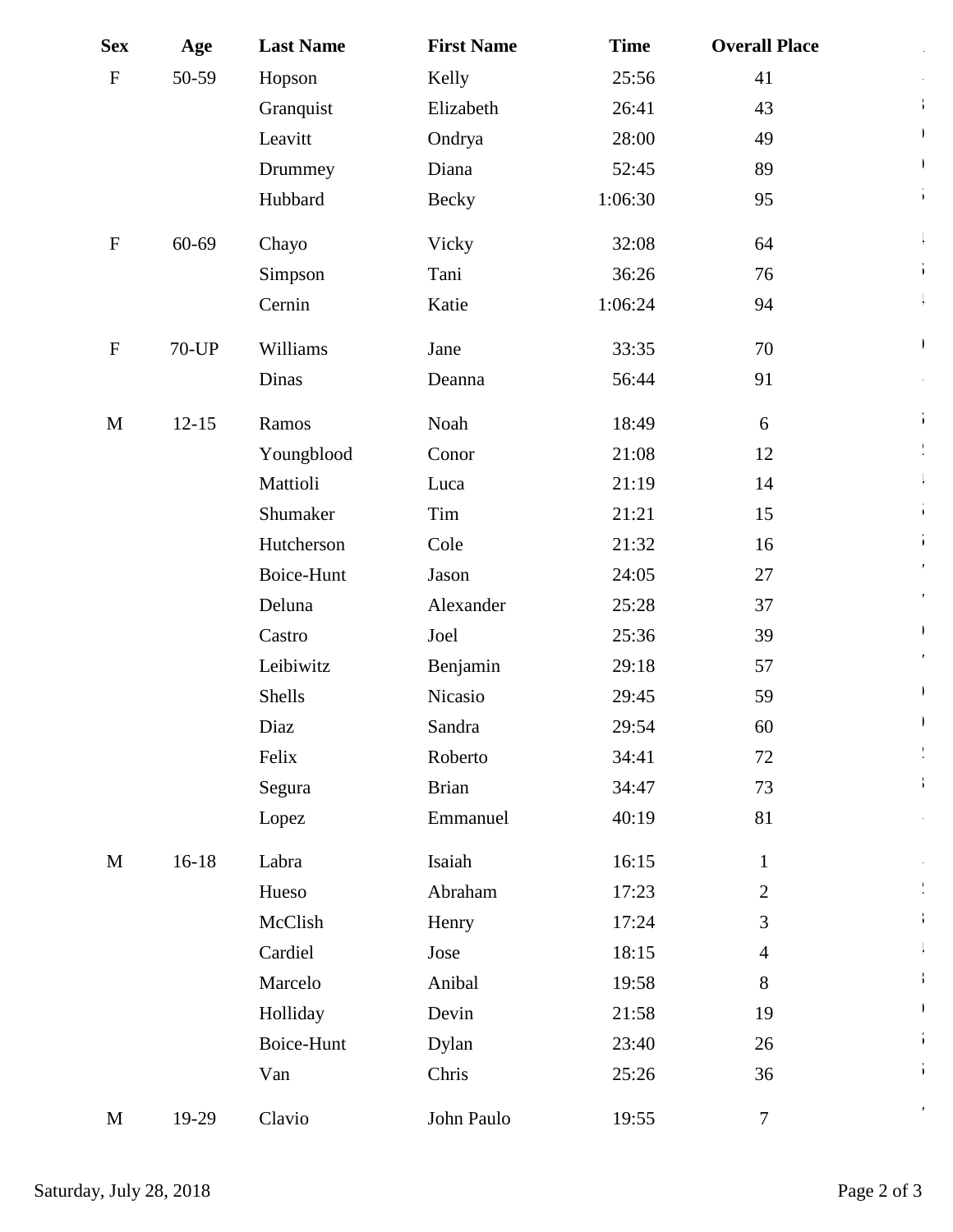| Sex | Age | Last Name | First Name | Time | Overall Place |
|---|---|---|---|---|---|
| F | 50-59 | Hopson | Kelly | 25:56 | 41 |
| | | Granquist | Elizabeth | 26:41 | 43 |
| | | Leavitt | Ondrya | 28:00 | 49 |
| | | Drummey | Diana | 52:45 | 89 |
| | | Hubbard | Becky | 1:06:30 | 95 |
| F | 60-69 | Chayo | Vicky | 32:08 | 64 |
| | | Simpson | Tani | 36:26 | 76 |
| | | Cernin | Katie | 1:06:24 | 94 |
| F | 70-UP | Williams | Jane | 33:35 | 70 |
| | | Dinas | Deanna | 56:44 | 91 |
| M | 12-15 | Ramos | Noah | 18:49 | 6 |
| | | Youngblood | Conor | 21:08 | 12 |
| | | Mattioli | Luca | 21:19 | 14 |
| | | Shumaker | Tim | 21:21 | 15 |
| | | Hutcherson | Cole | 21:32 | 16 |
| | | Boice-Hunt | Jason | 24:05 | 27 |
| | | Deluna | Alexander | 25:28 | 37 |
| | | Castro | Joel | 25:36 | 39 |
| | | Leibiwitz | Benjamin | 29:18 | 57 |
| | | Shells | Nicasio | 29:45 | 59 |
| | | Diaz | Sandra | 29:54 | 60 |
| | | Felix | Roberto | 34:41 | 72 |
| | | Segura | Brian | 34:47 | 73 |
| | | Lopez | Emmanuel | 40:19 | 81 |
| M | 16-18 | Labra | Isaiah | 16:15 | 1 |
| | | Hueso | Abraham | 17:23 | 2 |
| | | McClish | Henry | 17:24 | 3 |
| | | Cardiel | Jose | 18:15 | 4 |
| | | Marcelo | Anibal | 19:58 | 8 |
| | | Holliday | Devin | 21:58 | 19 |
| | | Boice-Hunt | Dylan | 23:40 | 26 |
| | | Van | Chris | 25:26 | 36 |
| M | 19-29 | Clavio | John Paulo | 19:55 | 7 |

Saturday, July 28, 2018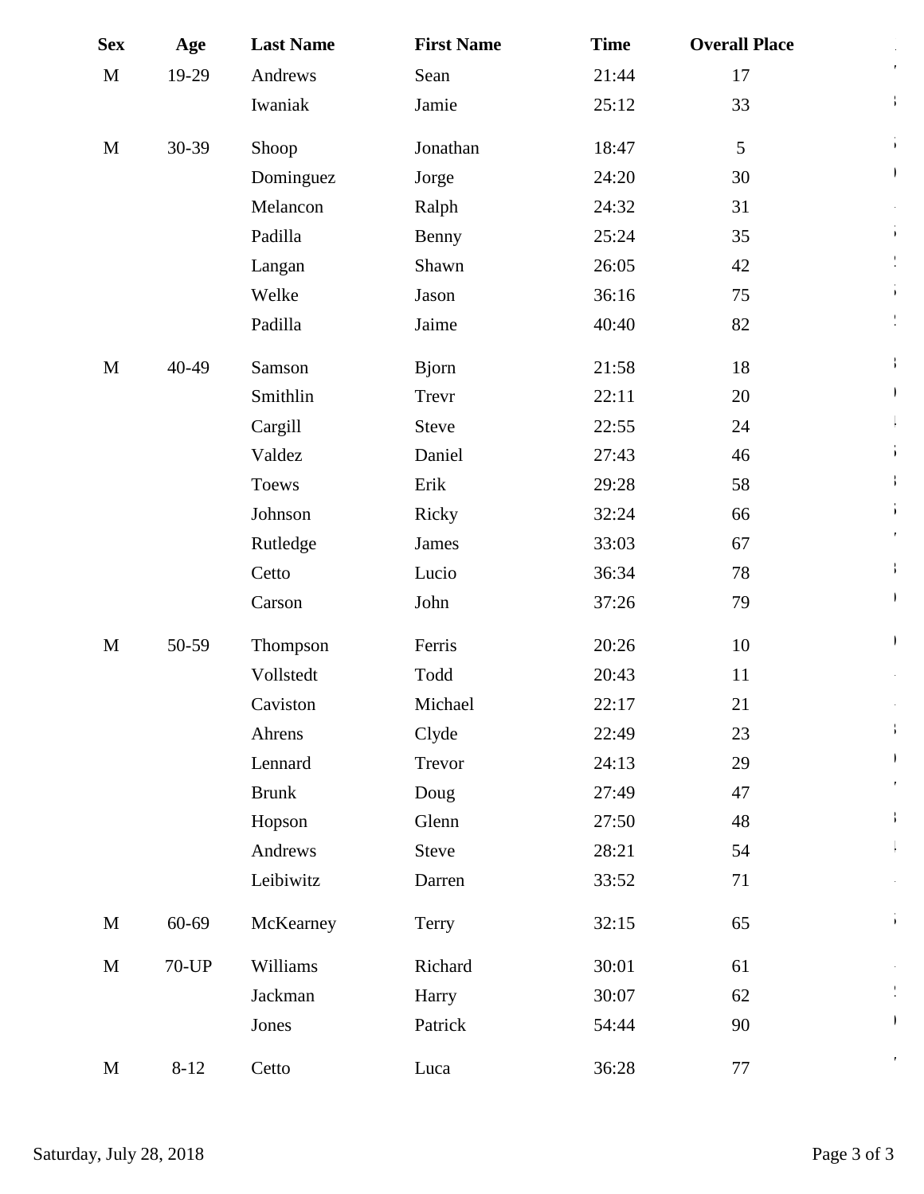| Sex | Age | Last Name | First Name | Time | Overall Place |
|---|---|---|---|---|---|
| M | 19-29 | Andrews | Sean | 21:44 | 17 |
| | | Iwaniak | Jamie | 25:12 | 33 |
| M | 30-39 | Shoop | Jonathan | 18:47 | 5 |
| | | Dominguez | Jorge | 24:20 | 30 |
| | | Melancon | Ralph | 24:32 | 31 |
| | | Padilla | Benny | 25:24 | 35 |
| | | Langan | Shawn | 26:05 | 42 |
| | | Welke | Jason | 36:16 | 75 |
| | | Padilla | Jaime | 40:40 | 82 |
| M | 40-49 | Samson | Bjorn | 21:58 | 18 |
| | | Smithlin | Trevr | 22:11 | 20 |
| | | Cargill | Steve | 22:55 | 24 |
| | | Valdez | Daniel | 27:43 | 46 |
| | | Toews | Erik | 29:28 | 58 |
| | | Johnson | Ricky | 32:24 | 66 |
| | | Rutledge | James | 33:03 | 67 |
| | | Cetto | Lucio | 36:34 | 78 |
| | | Carson | John | 37:26 | 79 |
| M | 50-59 | Thompson | Ferris | 20:26 | 10 |
| | | Vollstedt | Todd | 20:43 | 11 |
| | | Caviston | Michael | 22:17 | 21 |
| | | Ahrens | Clyde | 22:49 | 23 |
| | | Lennard | Trevor | 24:13 | 29 |
| | | Brunk | Doug | 27:49 | 47 |
| | | Hopson | Glenn | 27:50 | 48 |
| | | Andrews | Steve | 28:21 | 54 |
| | | Leibiwitz | Darren | 33:52 | 71 |
| M | 60-69 | McKearney | Terry | 32:15 | 65 |
| M | 70-UP | Williams | Richard | 30:01 | 61 |
| | | Jackman | Harry | 30:07 | 62 |
| | | Jones | Patrick | 54:44 | 90 |
| M | 8-12 | Cetto | Luca | 36:28 | 77 |

Saturday, July 28, 2018